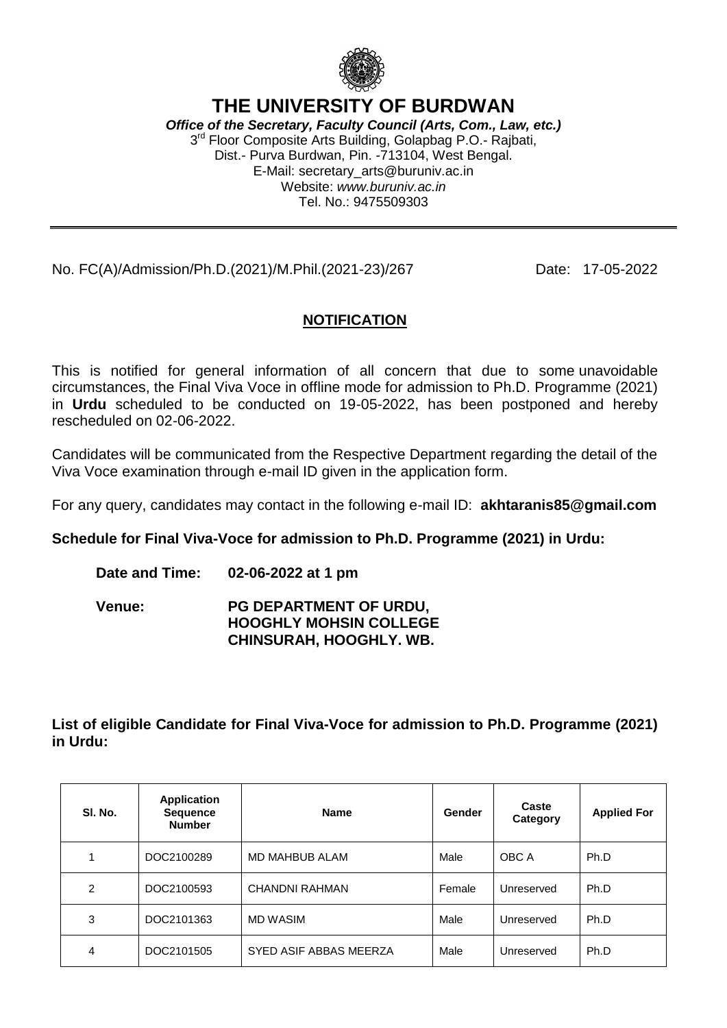# THE UNIVERSITY OF BURDWAN

***Office of the Secretary, Faculty Council (Arts, Com., Law, etc.)***
3rd Floor Composite Arts Building, Golapbag P.O.- Rajbati,
Dist.- Purva Burdwan, Pin. -713104, West Bengal.
E-Mail: secretary_arts@buruniv.ac.in
Website: *www.buruniv.ac.in*
Tel. No.: 9475509303

---

No. FC(A)/Admission/Ph.D.(2021)/M.Phil.(2021-23)/267 Date: 17-05-2022

## NOTIFICATION

This is notified for general information of all concern that due to some unavoidable circumstances, the Final Viva Voce in offline mode for admission to Ph.D. Programme (2021) in **Urdu** scheduled to be conducted on 19-05-2022, has been postponed and hereby rescheduled on 02-06-2022.

Candidates will be communicated from the Respective Department regarding the detail of the Viva Voce examination through e-mail ID given in the application form.

For any query, candidates may contact in the following e-mail ID: **akhtaranis85@gmail.com**

**Schedule for Final Viva-Voce for admission to Ph.D. Programme (2021) in Urdu:**

**Date and Time: 02-06-2022 at 1 pm**

**Venue: PG DEPARTMENT OF URDU,
HOOGHLY MOHSIN COLLEGE
CHINSURAH, HOOGHLY. WB.**

**List of eligible Candidate for Final Viva-Voce for admission to Ph.D. Programme (2021) in Urdu:**

| Sl. No. | Application Sequence Number | Name | Gender | Caste Category | Applied For |
|---|---|---|---|---|---|
| 1 | DOC2100289 | MD MAHBUB ALAM | Male | OBC A | Ph.D |
| 2 | DOC2100593 | CHANDNI RAHMAN | Female | Unreserved | Ph.D |
| 3 | DOC2101363 | MD WASIM | Male | Unreserved | Ph.D |
| 4 | DOC2101505 | SYED ASIF ABBAS MEERZA | Male | Unreserved | Ph.D |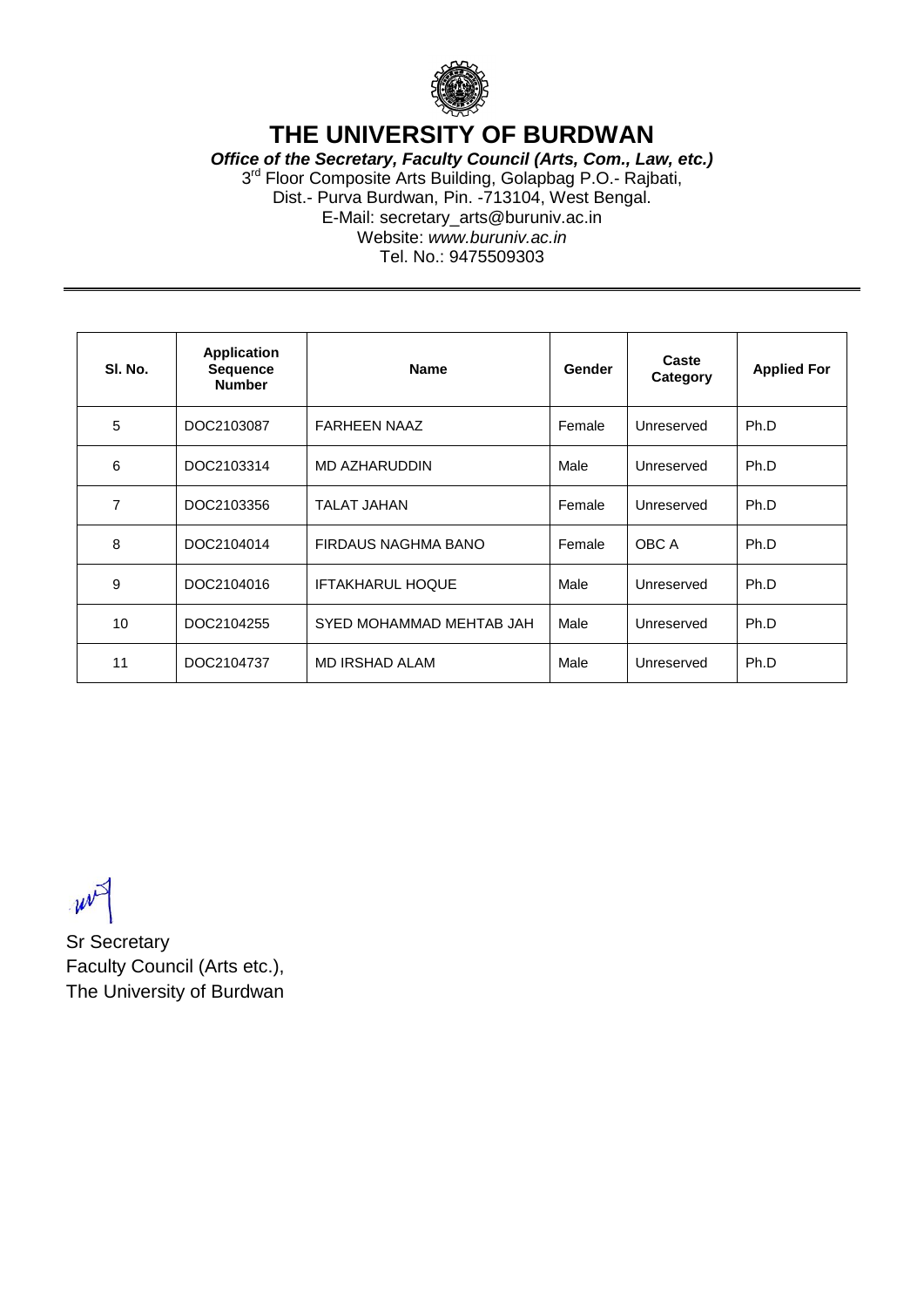# THE UNIVERSITY OF BURDWAN

***Office of the Secretary, Faculty Council (Arts, Com., Law, etc.)***

3rd Floor Composite Arts Building, Golapbag P.O.- Rajbati,
Dist.- Purva Burdwan, Pin. -713104, West Bengal.
E-Mail: secretary_arts@buruniv.ac.in
Website: *www.buruniv.ac.in*
Tel. No.: 9475509303

| Sl. No. | Application Sequence Number | Name | Gender | Caste Category | Applied For |
|---|---|---|---|---|---|
| 5 | DOC2103087 | FARHEEN NAAZ | Female | Unreserved | Ph.D |
| 6 | DOC2103314 | MD AZHARUDDIN | Male | Unreserved | Ph.D |
| 7 | DOC2103356 | TALAT JAHAN | Female | Unreserved | Ph.D |
| 8 | DOC2104014 | FIRDAUS NAGHMA BANO | Female | OBC A | Ph.D |
| 9 | DOC2104016 | IFTAKHARUL HOQUE | Male | Unreserved | Ph.D |
| 10 | DOC2104255 | SYED MOHAMMAD MEHTAB JAH | Male | Unreserved | Ph.D |
| 11 | DOC2104737 | MD IRSHAD ALAM | Male | Unreserved | Ph.D |

Sr Secretary
Faculty Council (Arts etc.),
The University of Burdwan